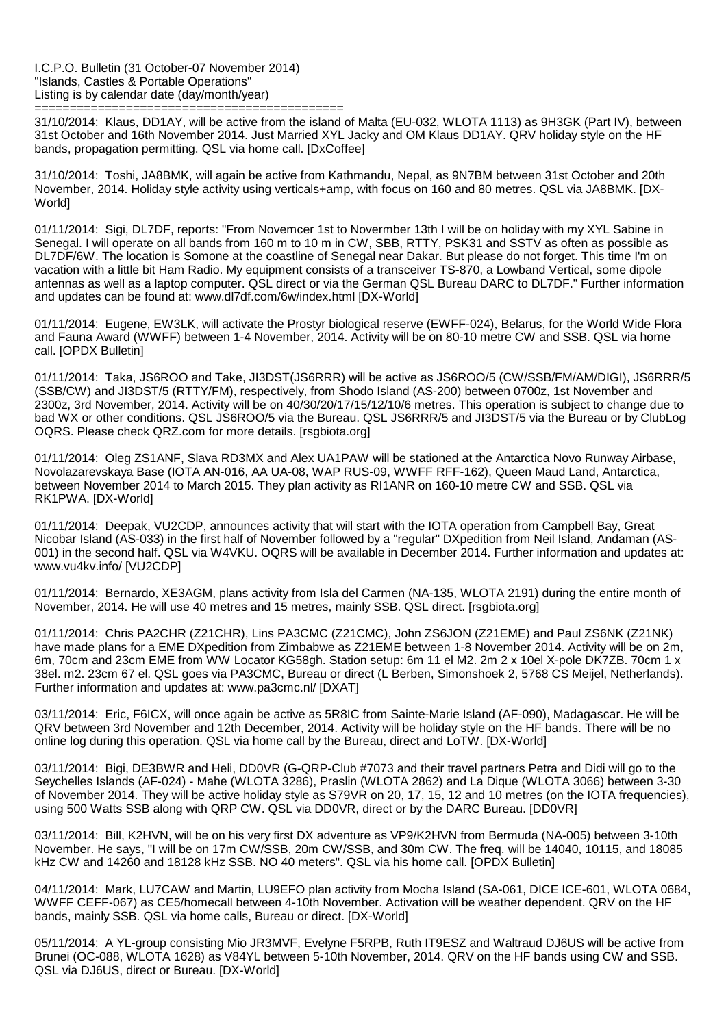I.C.P.O. Bulletin (31 October-07 November 2014)
"Islands, Castles & Portable Operations"
Listing is by calendar date (day/month/year)
============================================

31/10/2014: Klaus, DD1AY, will be active from the island of Malta (EU-032, WLOTA 1113) as 9H3GK (Part IV), between 31st October and 16th November 2014. Just Married XYL Jacky and OM Klaus DD1AY. QRV holiday style on the HF bands, propagation permitting. QSL via home call. [DxCoffee]

31/10/2014: Toshi, JA8BMK, will again be active from Kathmandu, Nepal, as 9N7BM between 31st October and 20th November, 2014. Holiday style activity using verticals+amp, with focus on 160 and 80 metres. QSL via JA8BMK. [DX-World]

01/11/2014: Sigi, DL7DF, reports: "From Novemcer 1st to Novermber 13th I will be on holiday with my XYL Sabine in Senegal. I will operate on all bands from 160 m to 10 m in CW, SBB, RTTY, PSK31 and SSTV as often as possible as DL7DF/6W. The location is Somone at the coastline of Senegal near Dakar. But please do not forget. This time I'm on vacation with a little bit Ham Radio. My equipment consists of a transceiver TS-870, a Lowband Vertical, some dipole antennas as well as a laptop computer. QSL direct or via the German QSL Bureau DARC to DL7DF." Further information and updates can be found at: www.dl7df.com/6w/index.html [DX-World]

01/11/2014: Eugene, EW3LK, will activate the Prostyr biological reserve (EWFF-024), Belarus, for the World Wide Flora and Fauna Award (WWFF) between 1-4 November, 2014. Activity will be on 80-10 metre CW and SSB. QSL via home call. [OPDX Bulletin]

01/11/2014: Taka, JS6ROO and Take, JI3DST(JS6RRR) will be active as JS6ROO/5 (CW/SSB/FM/AM/DIGI), JS6RRR/5 (SSB/CW) and JI3DST/5 (RTTY/FM), respectively, from Shodo Island (AS-200) between 0700z, 1st November and 2300z, 3rd November, 2014. Activity will be on 40/30/20/17/15/12/10/6 metres. This operation is subject to change due to bad WX or other conditions. QSL JS6ROO/5 via the Bureau. QSL JS6RRR/5 and JI3DST/5 via the Bureau or by ClubLog OQRS. Please check QRZ.com for more details. [rsgbiota.org]

01/11/2014: Oleg ZS1ANF, Slava RD3MX and Alex UA1PAW will be stationed at the Antarctica Novo Runway Airbase, Novolazarevskaya Base (IOTA AN-016, AA UA-08, WAP RUS-09, WWFF RFF-162), Queen Maud Land, Antarctica, between November 2014 to March 2015. They plan activity as RI1ANR on 160-10 metre CW and SSB. QSL via RK1PWA. [DX-World]

01/11/2014: Deepak, VU2CDP, announces activity that will start with the IOTA operation from Campbell Bay, Great Nicobar Island (AS-033) in the first half of November followed by a "regular" DXpedition from Neil Island, Andaman (AS-001) in the second half. QSL via W4VKU. OQRS will be available in December 2014. Further information and updates at: www.vu4kv.info/ [VU2CDP]

01/11/2014: Bernardo, XE3AGM, plans activity from Isla del Carmen (NA-135, WLOTA 2191) during the entire month of November, 2014. He will use 40 metres and 15 metres, mainly SSB. QSL direct. [rsgbiota.org]

01/11/2014: Chris PA2CHR (Z21CHR), Lins PA3CMC (Z21CMC), John ZS6JON (Z21EME) and Paul ZS6NK (Z21NK) have made plans for a EME DXpedition from Zimbabwe as Z21EME between 1-8 November 2014. Activity will be on 2m, 6m, 70cm and 23cm EME from WW Locator KG58gh. Station setup: 6m 11 el M2. 2m 2 x 10el X-pole DK7ZB. 70cm 1 x 38el. m2. 23cm 67 el. QSL goes via PA3CMC, Bureau or direct (L Berben, Simonshoek 2, 5768 CS Meijel, Netherlands). Further information and updates at: www.pa3cmc.nl/ [DXAT]

03/11/2014: Eric, F6ICX, will once again be active as 5R8IC from Sainte-Marie Island (AF-090), Madagascar. He will be QRV between 3rd November and 12th December, 2014. Activity will be holiday style on the HF bands. There will be no online log during this operation. QSL via home call by the Bureau, direct and LoTW. [DX-World]

03/11/2014: Bigi, DE3BWR and Heli, DD0VR (G-QRP-Club #7073 and their travel partners Petra and Didi will go to the Seychelles Islands (AF-024) - Mahe (WLOTA 3286), Praslin (WLOTA 2862) and La Dique (WLOTA 3066) between 3-30 of November 2014. They will be active holiday style as S79VR on 20, 17, 15, 12 and 10 metres (on the IOTA frequencies), using 500 Watts SSB along with QRP CW. QSL via DD0VR, direct or by the DARC Bureau. [DD0VR]

03/11/2014: Bill, K2HVN, will be on his very first DX adventure as VP9/K2HVN from Bermuda (NA-005) between 3-10th November. He says, "I will be on 17m CW/SSB, 20m CW/SSB, and 30m CW. The freq. will be 14040, 10115, and 18085 kHz CW and 14260 and 18128 kHz SSB. NO 40 meters". QSL via his home call. [OPDX Bulletin]

04/11/2014: Mark, LU7CAW and Martin, LU9EFO plan activity from Mocha Island (SA-061, DICE ICE-601, WLOTA 0684, WWFF CEFF-067) as CE5/homecall between 4-10th November. Activation will be weather dependent. QRV on the HF bands, mainly SSB. QSL via home calls, Bureau or direct. [DX-World]

05/11/2014: A YL-group consisting Mio JR3MVF, Evelyne F5RPB, Ruth IT9ESZ and Waltraud DJ6US will be active from Brunei (OC-088, WLOTA 1628) as V84YL between 5-10th November, 2014. QRV on the HF bands using CW and SSB. QSL via DJ6US, direct or Bureau. [DX-World]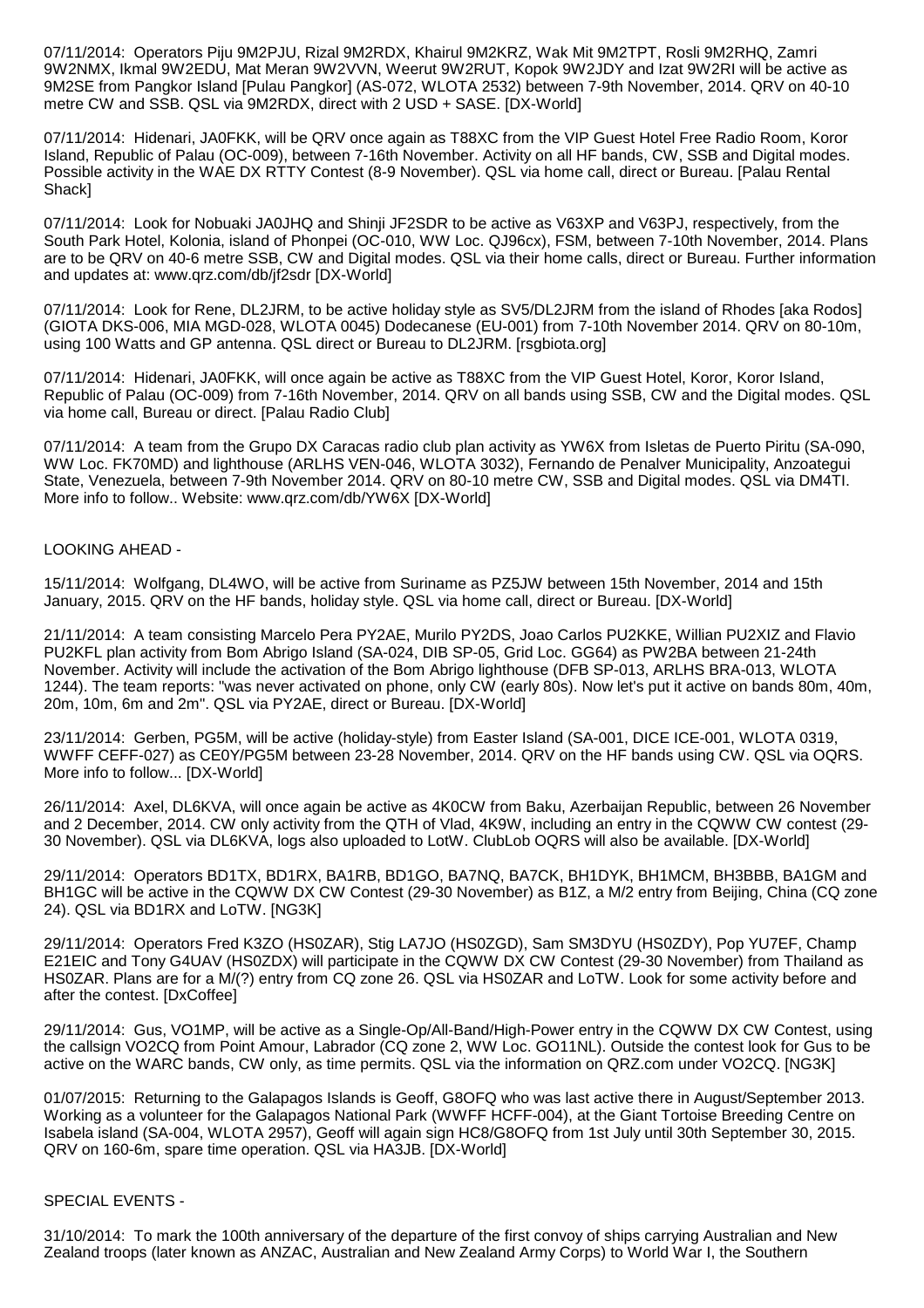07/11/2014: Operators Piju 9M2PJU, Rizal 9M2RDX, Khairul 9M2KRZ, Wak Mit 9M2TPT, Rosli 9M2RHQ, Zamri 9W2NMX, Ikmal 9W2EDU, Mat Meran 9W2VVN, Weerut 9W2RUT, Kopok 9W2JDY and Izat 9W2RI will be active as 9M2SE from Pangkor Island [Pulau Pangkor] (AS-072, WLOTA 2532) between 7-9th November, 2014. QRV on 40-10 metre CW and SSB. QSL via 9M2RDX, direct with 2 USD + SASE. [DX-World]

07/11/2014: Hidenari, JA0FKK, will be QRV once again as T88XC from the VIP Guest Hotel Free Radio Room, Koror Island, Republic of Palau (OC-009), between 7-16th November. Activity on all HF bands, CW, SSB and Digital modes. Possible activity in the WAE DX RTTY Contest (8-9 November). QSL via home call, direct or Bureau. [Palau Rental Shack]

07/11/2014: Look for Nobuaki JA0JHQ and Shinji JF2SDR to be active as V63XP and V63PJ, respectively, from the South Park Hotel, Kolonia, island of Phonpei (OC-010, WW Loc. QJ96cx), FSM, between 7-10th November, 2014. Plans are to be QRV on 40-6 metre SSB, CW and Digital modes. QSL via their home calls, direct or Bureau. Further information and updates at: www.qrz.com/db/jf2sdr [DX-World]

07/11/2014: Look for Rene, DL2JRM, to be active holiday style as SV5/DL2JRM from the island of Rhodes [aka Rodos] (GIOTA DKS-006, MIA MGD-028, WLOTA 0045) Dodecanese (EU-001) from 7-10th November 2014. QRV on 80-10m, using 100 Watts and GP antenna. QSL direct or Bureau to DL2JRM. [rsgbiota.org]

07/11/2014: Hidenari, JA0FKK, will once again be active as T88XC from the VIP Guest Hotel, Koror, Koror Island, Republic of Palau (OC-009) from 7-16th November, 2014. QRV on all bands using SSB, CW and the Digital modes. QSL via home call, Bureau or direct. [Palau Radio Club]

07/11/2014: A team from the Grupo DX Caracas radio club plan activity as YW6X from Isletas de Puerto Piritu (SA-090, WW Loc. FK70MD) and lighthouse (ARLHS VEN-046, WLOTA 3032), Fernando de Penalver Municipality, Anzoategui State, Venezuela, between 7-9th November 2014. QRV on 80-10 metre CW, SSB and Digital modes. QSL via DM4TI. More info to follow.. Website: www.qrz.com/db/YW6X [DX-World]

LOOKING AHEAD -

15/11/2014: Wolfgang, DL4WO, will be active from Suriname as PZ5JW between 15th November, 2014 and 15th January, 2015. QRV on the HF bands, holiday style. QSL via home call, direct or Bureau. [DX-World]

21/11/2014: A team consisting Marcelo Pera PY2AE, Murilo PY2DS, Joao Carlos PU2KKE, Willian PU2XIZ and Flavio PU2KFL plan activity from Bom Abrigo Island (SA-024, DIB SP-05, Grid Loc. GG64) as PW2BA between 21-24th November. Activity will include the activation of the Bom Abrigo lighthouse (DFB SP-013, ARLHS BRA-013, WLOTA 1244). The team reports: "was never activated on phone, only CW (early 80s). Now let's put it active on bands 80m, 40m, 20m, 10m, 6m and 2m". QSL via PY2AE, direct or Bureau. [DX-World]

23/11/2014: Gerben, PG5M, will be active (holiday-style) from Easter Island (SA-001, DICE ICE-001, WLOTA 0319, WWFF CEFF-027) as CE0Y/PG5M between 23-28 November, 2014. QRV on the HF bands using CW. QSL via OQRS. More info to follow... [DX-World]

26/11/2014: Axel, DL6KVA, will once again be active as 4K0CW from Baku, Azerbaijan Republic, between 26 November and 2 December, 2014. CW only activity from the QTH of Vlad, 4K9W, including an entry in the CQWW CW contest (29-30 November). QSL via DL6KVA, logs also uploaded to LotW. ClubLob OQRS will also be available. [DX-World]

29/11/2014: Operators BD1TX, BD1RX, BA1RB, BD1GO, BA7NQ, BA7CK, BH1DYK, BH1MCM, BH3BBB, BA1GM and BH1GC will be active in the CQWW DX CW Contest (29-30 November) as B1Z, a M/2 entry from Beijing, China (CQ zone 24). QSL via BD1RX and LoTW. [NG3K]

29/11/2014: Operators Fred K3ZO (HS0ZAR), Stig LA7JO (HS0ZGD), Sam SM3DYU (HS0ZDY), Pop YU7EF, Champ E21EIC and Tony G4UAV (HS0ZDX) will participate in the CQWW DX CW Contest (29-30 November) from Thailand as HS0ZAR. Plans are for a M/(?) entry from CQ zone 26. QSL via HS0ZAR and LoTW. Look for some activity before and after the contest. [DxCoffee]

29/11/2014: Gus, VO1MP, will be active as a Single-Op/All-Band/High-Power entry in the CQWW DX CW Contest, using the callsign VO2CQ from Point Amour, Labrador (CQ zone 2, WW Loc. GO11NL). Outside the contest look for Gus to be active on the WARC bands, CW only, as time permits. QSL via the information on QRZ.com under VO2CQ. [NG3K]

01/07/2015: Returning to the Galapagos Islands is Geoff, G8OFQ who was last active there in August/September 2013. Working as a volunteer for the Galapagos National Park (WWFF HCFF-004), at the Giant Tortoise Breeding Centre on Isabela island (SA-004, WLOTA 2957), Geoff will again sign HC8/G8OFQ from 1st July until 30th September 30, 2015. QRV on 160-6m, spare time operation. QSL via HA3JB. [DX-World]

SPECIAL EVENTS -

31/10/2014: To mark the 100th anniversary of the departure of the first convoy of ships carrying Australian and New Zealand troops (later known as ANZAC, Australian and New Zealand Army Corps) to World War I, the Southern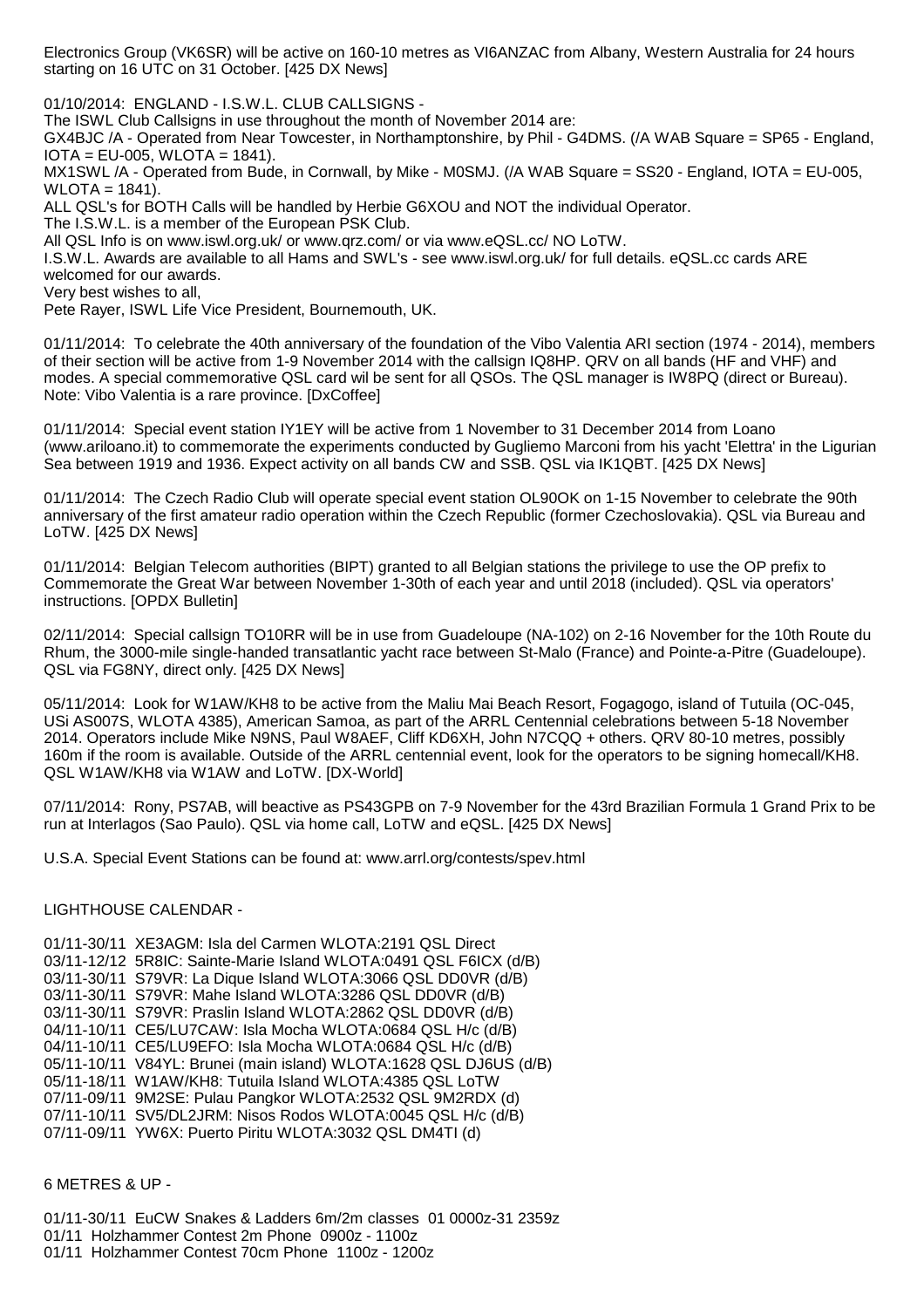Electronics Group (VK6SR) will be active on 160-10 metres as VI6ANZAC from Albany, Western Australia for 24 hours starting on 16 UTC on 31 October. [425 DX News]

01/10/2014: ENGLAND - I.S.W.L. CLUB CALLSIGNS -
The ISWL Club Callsigns in use throughout the month of November 2014 are:
GX4BJC /A - Operated from Near Towcester, in Northamptonshire, by Phil - G4DMS. (/A WAB Square = SP65 - England, IOTA = EU-005, WLOTA = 1841).
MX1SWL /A - Operated from Bude, in Cornwall, by Mike - M0SMJ. (/A WAB Square = SS20 - England, IOTA = EU-005, WLOTA = 1841).
ALL QSL's for BOTH Calls will be handled by Herbie G6XOU and NOT the individual Operator.
The I.S.W.L. is a member of the European PSK Club.
All QSL Info is on www.iswl.org.uk/ or www.qrz.com/ or via www.eQSL.cc/ NO LoTW.
I.S.W.L. Awards are available to all Hams and SWL's - see www.iswl.org.uk/ for full details. eQSL.cc cards ARE welcomed for our awards.
Very best wishes to all,
Pete Rayer, ISWL Life Vice President, Bournemouth, UK.

01/11/2014: To celebrate the 40th anniversary of the foundation of the Vibo Valentia ARI section (1974 - 2014), members of their section will be active from 1-9 November 2014 with the callsign IQ8HP. QRV on all bands (HF and VHF) and modes. A special commemorative QSL card wil be sent for all QSOs. The QSL manager is IW8PQ (direct or Bureau). Note: Vibo Valentia is a rare province. [DxCoffee]

01/11/2014: Special event station IY1EY will be active from 1 November to 31 December 2014 from Loano (www.ariloano.it) to commemorate the experiments conducted by Gugliemo Marconi from his yacht 'Elettra' in the Ligurian Sea between 1919 and 1936. Expect activity on all bands CW and SSB. QSL via IK1QBT. [425 DX News]

01/11/2014: The Czech Radio Club will operate special event station OL90OK on 1-15 November to celebrate the 90th anniversary of the first amateur radio operation within the Czech Republic (former Czechoslovakia). QSL via Bureau and LoTW. [425 DX News]

01/11/2014: Belgian Telecom authorities (BIPT) granted to all Belgian stations the privilege to use the OP prefix to Commemorate the Great War between November 1-30th of each year and until 2018 (included). QSL via operators' instructions. [OPDX Bulletin]

02/11/2014: Special callsign TO10RR will be in use from Guadeloupe (NA-102) on 2-16 November for the 10th Route du Rhum, the 3000-mile single-handed transatlantic yacht race between St-Malo (France) and Pointe-a-Pitre (Guadeloupe). QSL via FG8NY, direct only. [425 DX News]

05/11/2014: Look for W1AW/KH8 to be active from the Maliu Mai Beach Resort, Fogagogo, island of Tutuila (OC-045, USi AS007S, WLOTA 4385), American Samoa, as part of the ARRL Centennial celebrations between 5-18 November 2014. Operators include Mike N9NS, Paul W8AEF, Cliff KD6XH, John N7CQQ + others. QRV 80-10 metres, possibly 160m if the room is available. Outside of the ARRL centennial event, look for the operators to be signing homecall/KH8. QSL W1AW/KH8 via W1AW and LoTW. [DX-World]

07/11/2014: Rony, PS7AB, will beactive as PS43GPB on 7-9 November for the 43rd Brazilian Formula 1 Grand Prix to be run at Interlagos (Sao Paulo). QSL via home call, LoTW and eQSL. [425 DX News]

U.S.A. Special Event Stations can be found at: www.arrl.org/contests/spev.html

LIGHTHOUSE CALENDAR -

01/11-30/11 XE3AGM: Isla del Carmen WLOTA:2191 QSL Direct
03/11-12/12 5R8IC: Sainte-Marie Island WLOTA:0491 QSL F6ICX (d/B)
03/11-30/11 S79VR: La Dique Island WLOTA:3066 QSL DD0VR (d/B)
03/11-30/11 S79VR: Mahe Island WLOTA:3286 QSL DD0VR (d/B)
03/11-30/11 S79VR: Praslin Island WLOTA:2862 QSL DD0VR (d/B)
04/11-10/11 CE5/LU7CAW: Isla Mocha WLOTA:0684 QSL H/c (d/B)
04/11-10/11 CE5/LU9EFO: Isla Mocha WLOTA:0684 QSL H/c (d/B)
05/11-10/11 V84YL: Brunei (main island) WLOTA:1628 QSL DJ6US (d/B)
05/11-18/11 W1AW/KH8: Tutuila Island WLOTA:4385 QSL LoTW
07/11-09/11 9M2SE: Pulau Pangkor WLOTA:2532 QSL 9M2RDX (d)
07/11-10/11 SV5/DL2JRM: Nisos Rodos WLOTA:0045 QSL H/c (d/B)
07/11-09/11 YW6X: Puerto Piritu WLOTA:3032 QSL DM4TI (d)

6 METRES & UP -

01/11-30/11 EuCW Snakes & Ladders 6m/2m classes 01 0000z-31 2359z
01/11 Holzhammer Contest 2m Phone 0900z - 1100z
01/11 Holzhammer Contest 70cm Phone 1100z - 1200z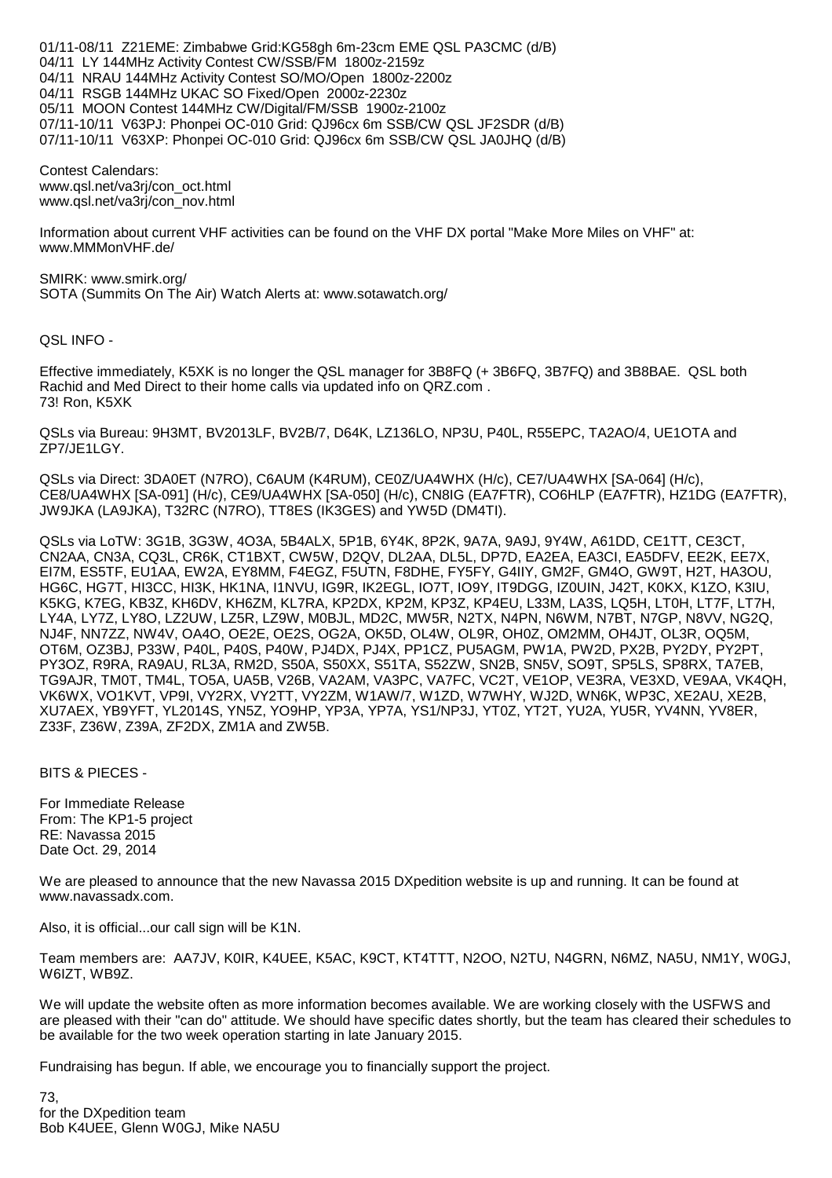01/11-08/11 Z21EME: Zimbabwe Grid:KG58gh 6m-23cm EME QSL PA3CMC (d/B)
04/11 LY 144MHz Activity Contest CW/SSB/FM 1800z-2159z
04/11 NRAU 144MHz Activity Contest SO/MO/Open 1800z-2200z
04/11 RSGB 144MHz UKAC SO Fixed/Open 2000z-2230z
05/11 MOON Contest 144MHz CW/Digital/FM/SSB 1900z-2100z
07/11-10/11 V63PJ: Phonpei OC-010 Grid: QJ96cx 6m SSB/CW QSL JF2SDR (d/B)
07/11-10/11 V63XP: Phonpei OC-010 Grid: QJ96cx 6m SSB/CW QSL JA0JHQ (d/B)

Contest Calendars:
www.qsl.net/va3rj/con_oct.html
www.qsl.net/va3rj/con_nov.html

Information about current VHF activities can be found on the VHF DX portal "Make More Miles on VHF" at:
www.MMMonVHF.de/

SMIRK: www.smirk.org/
SOTA (Summits On The Air) Watch Alerts at: www.sotawatch.org/

QSL INFO -

Effective immediately, K5XK is no longer the QSL manager for 3B8FQ (+ 3B6FQ, 3B7FQ) and 3B8BAE. QSL both Rachid and Med Direct to their home calls via updated info on QRZ.com .
73! Ron, K5XK

QSLs via Bureau: 9H3MT, BV2013LF, BV2B/7, D64K, LZ136LO, NP3U, P40L, R55EPC, TA2AO/4, UE1OTA and ZP7/JE1LGY.

QSLs via Direct: 3DA0ET (N7RO), C6AUM (K4RUM), CE0Z/UA4WHX (H/c), CE7/UA4WHX [SA-064] (H/c), CE8/UA4WHX [SA-091] (H/c), CE9/UA4WHX [SA-050] (H/c), CN8IG (EA7FTR), CO6HLP (EA7FTR), HZ1DG (EA7FTR), JW9JKA (LA9JKA), T32RC (N7RO), TT8ES (IK3GES) and YW5D (DM4TI).

QSLs via LoTW: 3G1B, 3G3W, 4O3A, 5B4ALX, 5P1B, 6Y4K, 8P2K, 9A7A, 9A9J, 9Y4W, A61DD, CE1TT, CE3CT, CN2AA, CN3A, CQ3L, CR6K, CT1BXT, CW5W, D2QV, DL2AA, DL5L, DP7D, EA2EA, EA3CI, EA5DFV, EE2K, EE7X, EI7M, ES5TF, EU1AA, EW2A, EY8MM, F4EGZ, F5UTN, F8DHE, FY5FY, G4IIY, GM2F, GM4O, GW9T, H2T, HA3OU, HG6C, HG7T, HI3CC, HI3K, HK1NA, I1NVU, IG9R, IK2EGL, IO7T, IO9Y, IT9DGG, IZ0UIN, J42T, K0KX, K1ZO, K3IU, K5KG, K7EG, KB3Z, KH6DV, KH6ZM, KL7RA, KP2DX, KP2M, KP3Z, KP4EU, L33M, LA3S, LQ5H, LT0H, LT7F, LT7H, LY4A, LY7Z, LY8O, LZ2UW, LZ5R, LZ9W, M0BJL, MD2C, MW5R, N2TX, N4PN, N6WM, N7BT, N7GP, N8VV, NG2Q, NJ4F, NN7ZZ, NW4V, OA4O, OE2E, OE2S, OG2A, OK5D, OL4W, OL9R, OH0Z, OM2MM, OH4JT, OL3R, OQ5M, OT6M, OZ3BJ, P33W, P40L, P40S, P40W, PJ4DX, PJ4X, PP1CZ, PU5AGM, PW1A, PW2D, PX2B, PY2DY, PY2PT, PY3OZ, R9RA, RA9AU, RL3A, RM2D, S50A, S50XX, S51TA, S52ZW, SN2B, SN5V, SO9T, SP5LS, SP8RX, TA7EB, TG9AJR, TM0T, TM4L, TO5A, UA5B, V26B, VA2AM, VA3PC, VA7FC, VC2T, VE1OP, VE3RA, VE3XD, VE9AA, VK4QH, VK6WX, VO1KVT, VP9I, VY2RX, VY2TT, VY2ZM, W1AW/7, W1ZD, W7WHY, WJ2D, WN6K, WP3C, XE2AU, XE2B, XU7AEX, YB9YFT, YL2014S, YN5Z, YO9HP, YP3A, YP7A, YS1/NP3J, YT0Z, YT2T, YU2A, YU5R, YV4NN, YV8ER, Z33F, Z36W, Z39A, ZF2DX, ZM1A and ZW5B.

BITS & PIECES -

For Immediate Release
From: The KP1-5 project
RE: Navassa 2015
Date Oct. 29, 2014

We are pleased to announce that the new Navassa 2015 DXpedition website is up and running. It can be found at www.navassadx.com.

Also, it is official...our call sign will be K1N.

Team members are: AA7JV, K0IR, K4UEE, K5AC, K9CT, KT4TTT, N2OO, N2TU, N4GRN, N6MZ, NA5U, NM1Y, W0GJ, W6IZT, WB9Z.

We will update the website often as more information becomes available. We are working closely with the USFWS and are pleased with their "can do" attitude. We should have specific dates shortly, but the team has cleared their schedules to be available for the two week operation starting in late January 2015.

Fundraising has begun. If able, we encourage you to financially support the project.

73,
for the DXpedition team
Bob K4UEE, Glenn W0GJ, Mike NA5U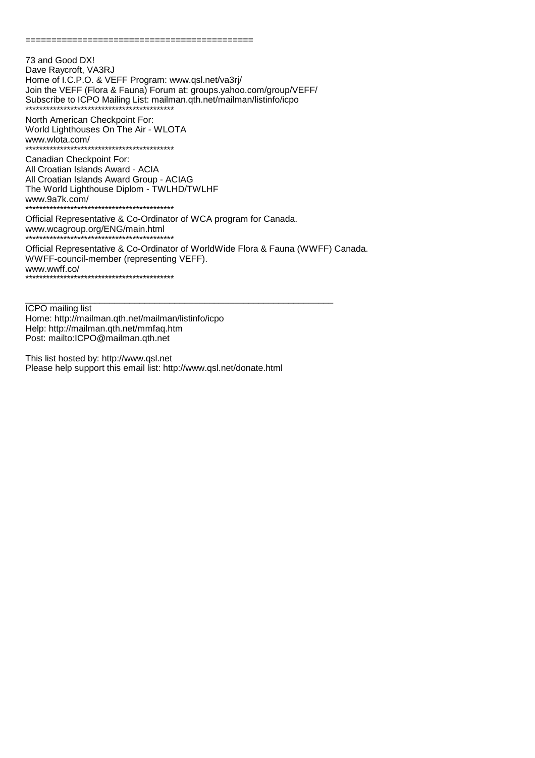============================================

73 and Good DX!
Dave Raycroft, VA3RJ
Home of I.C.P.O. & VEFF Program: www.qsl.net/va3rj/
Join the VEFF (Flora & Fauna) Forum at: groups.yahoo.com/group/VEFF/
Subscribe to ICPO Mailing List: mailman.qth.net/mailman/listinfo/icpo
********************************************
North American Checkpoint For:
World Lighthouses On The Air - WLOTA
www.wlota.com/
********************************************
Canadian Checkpoint For:
All Croatian Islands Award - ACIA
All Croatian Islands Award Group - ACIAG
The World Lighthouse Diplom - TWLHD/TWLHF
www.9a7k.com/
********************************************
Official Representative & Co-Ordinator of WCA program for Canada.
www.wcagroup.org/ENG/main.html
********************************************
Official Representative & Co-Ordinator of WorldWide Flora & Fauna (WWFF) Canada.
WWFF-council-member (representing VEFF).
www.wwff.co/
********************************************

______________________________________________________________

ICPO mailing list
Home: http://mailman.qth.net/mailman/listinfo/icpo
Help: http://mailman.qth.net/mmfaq.htm
Post: mailto:ICPO@mailman.qth.net

This list hosted by: http://www.qsl.net
Please help support this email list: http://www.qsl.net/donate.html